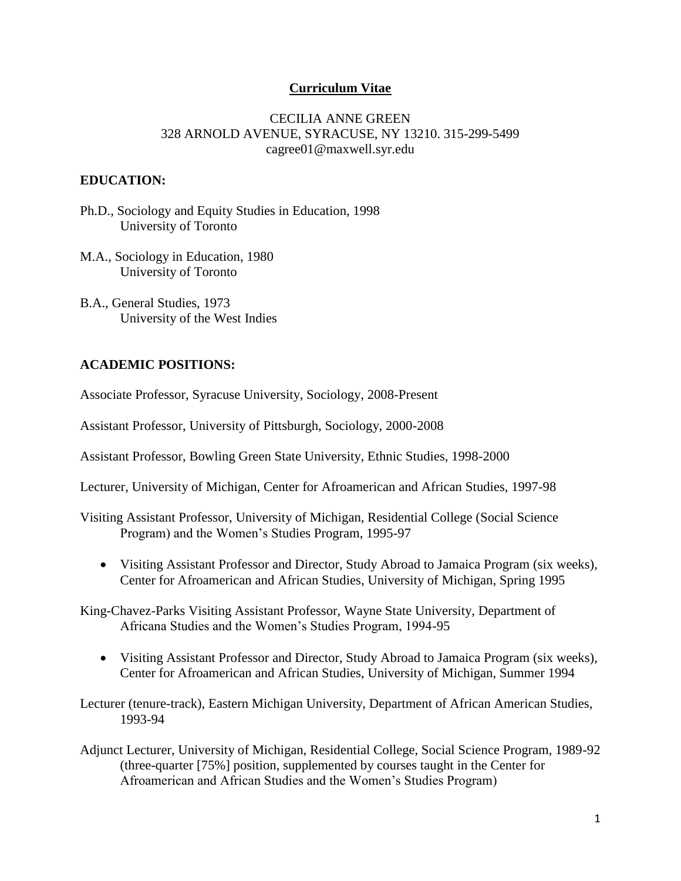# Curriculum Vitae

CECILIA ANNE GREEN
328 ARNOLD AVENUE, SYRACUSE, NY 13210. 315-299-5499
cagree01@maxwell.syr.edu

## EDUCATION:

Ph.D., Sociology and Equity Studies in Education, 1998
University of Toronto

M.A., Sociology in Education, 1980
University of Toronto

B.A., General Studies, 1973
University of the West Indies

## ACADEMIC POSITIONS:

Associate Professor, Syracuse University, Sociology, 2008-Present

Assistant Professor, University of Pittsburgh, Sociology, 2000-2008

Assistant Professor, Bowling Green State University, Ethnic Studies, 1998-2000

Lecturer, University of Michigan, Center for Afroamerican and African Studies, 1997-98

Visiting Assistant Professor, University of Michigan, Residential College (Social Science Program) and the Women's Studies Program, 1995-97

- Visiting Assistant Professor and Director, Study Abroad to Jamaica Program (six weeks), Center for Afroamerican and African Studies, University of Michigan, Spring 1995

King-Chavez-Parks Visiting Assistant Professor, Wayne State University, Department of Africana Studies and the Women's Studies Program, 1994-95

- Visiting Assistant Professor and Director, Study Abroad to Jamaica Program (six weeks), Center for Afroamerican and African Studies, University of Michigan, Summer 1994

Lecturer (tenure-track), Eastern Michigan University, Department of African American Studies, 1993-94

Adjunct Lecturer, University of Michigan, Residential College, Social Science Program, 1989-92 (three-quarter [75%] position, supplemented by courses taught in the Center for Afroamerican and African Studies and the Women's Studies Program)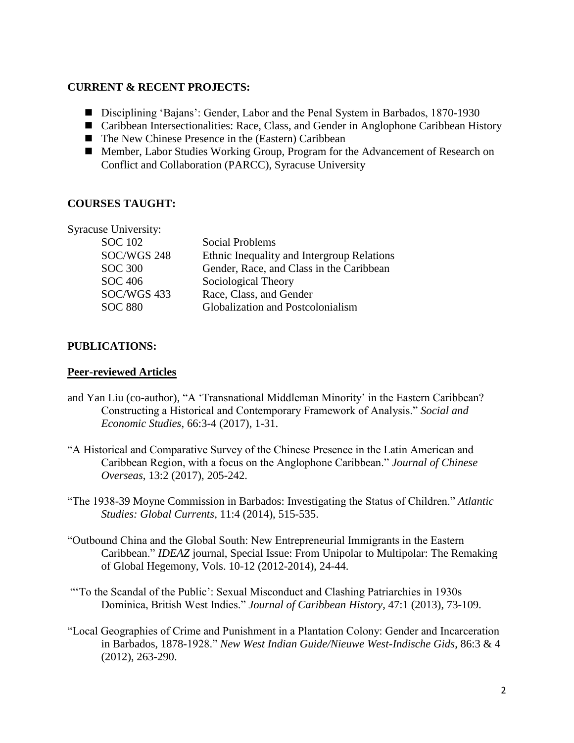**CURRENT & RECENT PROJECTS:**

- Disciplining 'Bajans': Gender, Labor and the Penal System in Barbados, 1870-1930
- Caribbean Intersectionalities: Race, Class, and Gender in Anglophone Caribbean History
- The New Chinese Presence in the (Eastern) Caribbean
- Member, Labor Studies Working Group, Program for the Advancement of Research on Conflict and Collaboration (PARCC), Syracuse University

**COURSES TAUGHT:**

Syracuse University:

| | |
|---|---|
| SOC 102 | Social Problems |
| SOC/WGS 248 | Ethnic Inequality and Intergroup Relations |
| SOC 300 | Gender, Race, and Class in the Caribbean |
| SOC 406 | Sociological Theory |
| SOC/WGS 433 | Race, Class, and Gender |
| SOC 880 | Globalization and Postcolonialism |

**PUBLICATIONS:**

**Peer-reviewed Articles**

and Yan Liu (co-author), "A 'Transnational Middleman Minority' in the Eastern Caribbean? Constructing a Historical and Contemporary Framework of Analysis." *Social and Economic Studies*, 66:3-4 (2017), 1-31.

"A Historical and Comparative Survey of the Chinese Presence in the Latin American and Caribbean Region, with a focus on the Anglophone Caribbean." *Journal of Chinese Overseas*, 13:2 (2017), 205-242.

"The 1938-39 Moyne Commission in Barbados: Investigating the Status of Children." *Atlantic Studies: Global Currents*, 11:4 (2014), 515-535.

"Outbound China and the Global South: New Entrepreneurial Immigrants in the Eastern Caribbean." *IDEAZ* journal, Special Issue: From Unipolar to Multipolar: The Remaking of Global Hegemony, Vols. 10-12 (2012-2014), 24-44.

"'To the Scandal of the Public': Sexual Misconduct and Clashing Patriarchies in 1930s Dominica, British West Indies." *Journal of Caribbean History*, 47:1 (2013), 73-109.

"Local Geographies of Crime and Punishment in a Plantation Colony: Gender and Incarceration in Barbados, 1878-1928." *New West Indian Guide/Nieuwe West-Indische Gids*, 86:3 & 4 (2012), 263-290.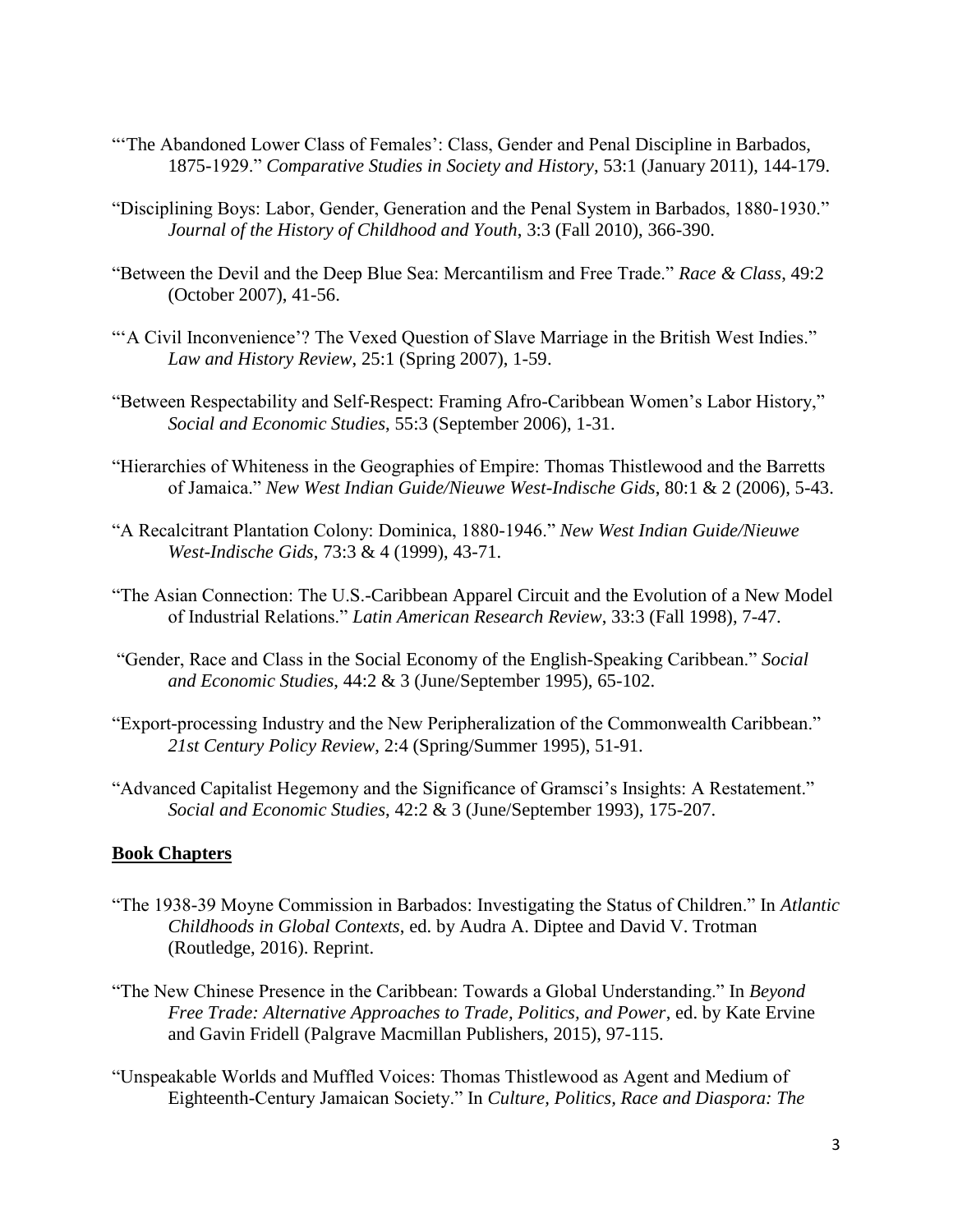"'The Abandoned Lower Class of Females': Class, Gender and Penal Discipline in Barbados, 1875-1929." *Comparative Studies in Society and History*, 53:1 (January 2011), 144-179.

"Disciplining Boys: Labor, Gender, Generation and the Penal System in Barbados, 1880-1930." *Journal of the History of Childhood and Youth*, 3:3 (Fall 2010), 366-390.

"Between the Devil and the Deep Blue Sea: Mercantilism and Free Trade." *Race & Class*, 49:2 (October 2007), 41-56.

"'A Civil Inconvenience'? The Vexed Question of Slave Marriage in the British West Indies." *Law and History Review*, 25:1 (Spring 2007), 1-59.

"Between Respectability and Self-Respect: Framing Afro-Caribbean Women's Labor History," *Social and Economic Studies*, 55:3 (September 2006), 1-31.

"Hierarchies of Whiteness in the Geographies of Empire: Thomas Thistlewood and the Barretts of Jamaica." *New West Indian Guide/Nieuwe West-Indische Gids*, 80:1 & 2 (2006), 5-43.

"A Recalcitrant Plantation Colony: Dominica, 1880-1946." *New West Indian Guide/Nieuwe West-Indische Gids*, 73:3 & 4 (1999), 43-71.

"The Asian Connection: The U.S.-Caribbean Apparel Circuit and the Evolution of a New Model of Industrial Relations." *Latin American Research Review*, 33:3 (Fall 1998), 7-47.

"Gender, Race and Class in the Social Economy of the English-Speaking Caribbean." *Social and Economic Studies*, 44:2 & 3 (June/September 1995), 65-102.

"Export-processing Industry and the New Peripheralization of the Commonwealth Caribbean." *21st Century Policy Review*, 2:4 (Spring/Summer 1995), 51-91.

"Advanced Capitalist Hegemony and the Significance of Gramsci's Insights: A Restatement." *Social and Economic Studies*, 42:2 & 3 (June/September 1993), 175-207.

## **Book Chapters**

"The 1938-39 Moyne Commission in Barbados: Investigating the Status of Children." In *Atlantic Childhoods in Global Contexts*, ed. by Audra A. Diptee and David V. Trotman (Routledge, 2016). Reprint.

"The New Chinese Presence in the Caribbean: Towards a Global Understanding." In *Beyond Free Trade: Alternative Approaches to Trade, Politics, and Power*, ed. by Kate Ervine and Gavin Fridell (Palgrave Macmillan Publishers, 2015), 97-115.

"Unspeakable Worlds and Muffled Voices: Thomas Thistlewood as Agent and Medium of Eighteenth-Century Jamaican Society." In *Culture, Politics, Race and Diaspora: The*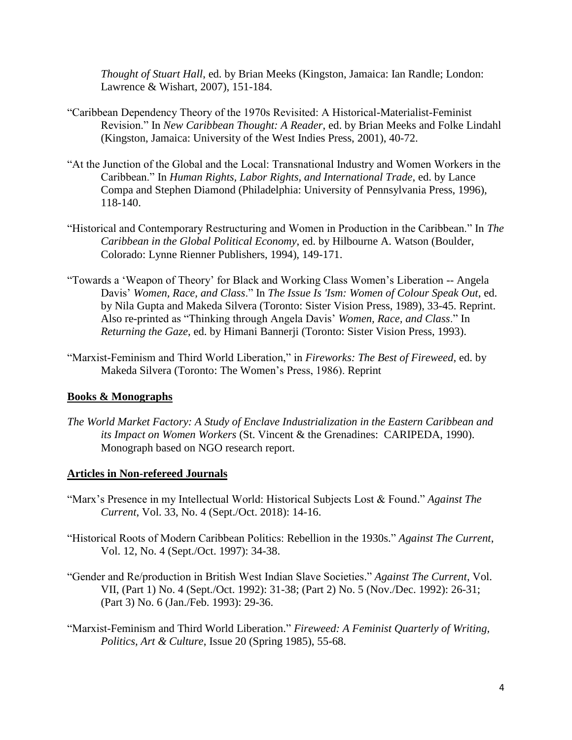*Thought of Stuart Hall*, ed. by Brian Meeks (Kingston, Jamaica: Ian Randle; London: Lawrence & Wishart, 2007), 151-184.

"Caribbean Dependency Theory of the 1970s Revisited: A Historical-Materialist-Feminist Revision." In *New Caribbean Thought: A Reader*, ed. by Brian Meeks and Folke Lindahl (Kingston, Jamaica: University of the West Indies Press, 2001), 40-72.

"At the Junction of the Global and the Local: Transnational Industry and Women Workers in the Caribbean." In *Human Rights, Labor Rights, and International Trade*, ed. by Lance Compa and Stephen Diamond (Philadelphia: University of Pennsylvania Press, 1996), 118-140.

"Historical and Contemporary Restructuring and Women in Production in the Caribbean." In *The Caribbean in the Global Political Economy*, ed. by Hilbourne A. Watson (Boulder, Colorado: Lynne Rienner Publishers, 1994), 149-171.

"Towards a 'Weapon of Theory' for Black and Working Class Women's Liberation -- Angela Davis' *Women, Race, and Class*." In *The Issue Is 'Ism: Women of Colour Speak Out*, ed. by Nila Gupta and Makeda Silvera (Toronto: Sister Vision Press, 1989), 33-45. Reprint. Also re-printed as "Thinking through Angela Davis' *Women, Race, and Class*." In *Returning the Gaze*, ed. by Himani Bannerji (Toronto: Sister Vision Press, 1993).

"Marxist-Feminism and Third World Liberation," in *Fireworks: The Best of Fireweed*, ed. by Makeda Silvera (Toronto: The Women's Press, 1986). Reprint

**Books & Monographs**

*The World Market Factory: A Study of Enclave Industrialization in the Eastern Caribbean and its Impact on Women Workers* (St. Vincent & the Grenadines: CARIPEDA, 1990). Monograph based on NGO research report.

**Articles in Non-refereed Journals**

"Marx's Presence in my Intellectual World: Historical Subjects Lost & Found." *Against The Current*, Vol. 33, No. 4 (Sept./Oct. 2018): 14-16.

"Historical Roots of Modern Caribbean Politics: Rebellion in the 1930s." *Against The Current*, Vol. 12, No. 4 (Sept./Oct. 1997): 34-38.

"Gender and Re/production in British West Indian Slave Societies." *Against The Current*, Vol. VII, (Part 1) No. 4 (Sept./Oct. 1992): 31-38; (Part 2) No. 5 (Nov./Dec. 1992): 26-31; (Part 3) No. 6 (Jan./Feb. 1993): 29-36.

"Marxist-Feminism and Third World Liberation." *Fireweed: A Feminist Quarterly of Writing, Politics, Art & Culture*, Issue 20 (Spring 1985), 55-68.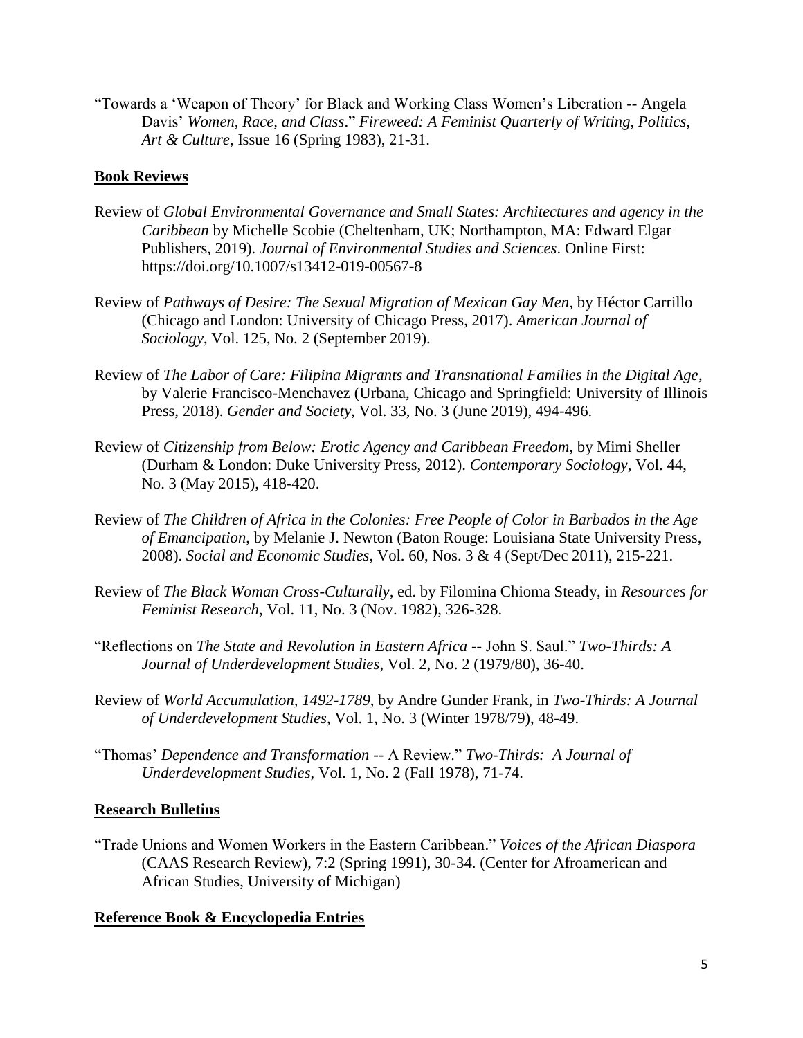"Towards a 'Weapon of Theory' for Black and Working Class Women's Liberation -- Angela Davis' *Women, Race, and Class*." *Fireweed: A Feminist Quarterly of Writing, Politics, Art & Culture*, Issue 16 (Spring 1983), 21-31.

## Book Reviews

Review of *Global Environmental Governance and Small States: Architectures and agency in the Caribbean* by Michelle Scobie (Cheltenham, UK; Northampton, MA: Edward Elgar Publishers, 2019). *Journal of Environmental Studies and Sciences*. Online First: https://doi.org/10.1007/s13412-019-00567-8

Review of *Pathways of Desire: The Sexual Migration of Mexican Gay Men*, by Héctor Carrillo (Chicago and London: University of Chicago Press, 2017). *American Journal of Sociology*, Vol. 125, No. 2 (September 2019).

Review of *The Labor of Care: Filipina Migrants and Transnational Families in the Digital Age*, by Valerie Francisco-Menchavez (Urbana, Chicago and Springfield: University of Illinois Press, 2018). *Gender and Society*, Vol. 33, No. 3 (June 2019), 494-496.

Review of *Citizenship from Below: Erotic Agency and Caribbean Freedom*, by Mimi Sheller (Durham & London: Duke University Press, 2012). *Contemporary Sociology*, Vol. 44, No. 3 (May 2015), 418-420.

Review of *The Children of Africa in the Colonies: Free People of Color in Barbados in the Age of Emancipation*, by Melanie J. Newton (Baton Rouge: Louisiana State University Press, 2008). *Social and Economic Studies*, Vol. 60, Nos. 3 & 4 (Sept/Dec 2011), 215-221.

Review of *The Black Woman Cross-Culturally*, ed. by Filomina Chioma Steady, in *Resources for Feminist Research*, Vol. 11, No. 3 (Nov. 1982), 326-328.

"Reflections on *The State and Revolution in Eastern Africa* -- John S. Saul." *Two-Thirds: A Journal of Underdevelopment Studies*, Vol. 2, No. 2 (1979/80), 36-40.

Review of *World Accumulation, 1492-1789*, by Andre Gunder Frank, in *Two-Thirds: A Journal of Underdevelopment Studies*, Vol. 1, No. 3 (Winter 1978/79), 48-49.

"Thomas' *Dependence and Transformation* -- A Review." *Two-Thirds: A Journal of Underdevelopment Studies*, Vol. 1, No. 2 (Fall 1978), 71-74.

## Research Bulletins

"Trade Unions and Women Workers in the Eastern Caribbean." *Voices of the African Diaspora* (CAAS Research Review), 7:2 (Spring 1991), 30-34. (Center for Afroamerican and African Studies, University of Michigan)

## Reference Book & Encyclopedia Entries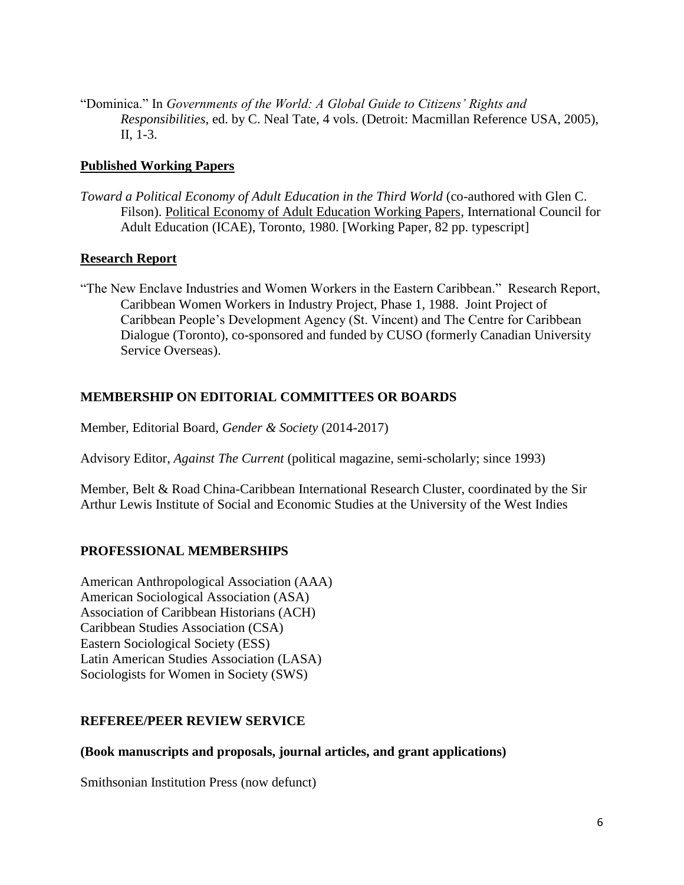"Dominica." In *Governments of the World: A Global Guide to Citizens' Rights and Responsibilities*, ed. by C. Neal Tate, 4 vols. (Detroit: Macmillan Reference USA, 2005), II, 1-3.

**Published Working Papers**

*Toward a Political Economy of Adult Education in the Third World* (co-authored with Glen C. Filson). Political Economy of Adult Education Working Papers, International Council for Adult Education (ICAE), Toronto, 1980. [Working Paper, 82 pp. typescript]

**Research Report**

"The New Enclave Industries and Women Workers in the Eastern Caribbean." Research Report, Caribbean Women Workers in Industry Project, Phase 1, 1988. Joint Project of Caribbean People's Development Agency (St. Vincent) and The Centre for Caribbean Dialogue (Toronto), co-sponsored and funded by CUSO (formerly Canadian University Service Overseas).

## MEMBERSHIP ON EDITORIAL COMMITTEES OR BOARDS

Member, Editorial Board, *Gender & Society* (2014-2017)

Advisory Editor, *Against The Current* (political magazine, semi-scholarly; since 1993)

Member, Belt & Road China-Caribbean International Research Cluster, coordinated by the Sir Arthur Lewis Institute of Social and Economic Studies at the University of the West Indies

## PROFESSIONAL MEMBERSHIPS

American Anthropological Association (AAA)
American Sociological Association (ASA)
Association of Caribbean Historians (ACH)
Caribbean Studies Association (CSA)
Eastern Sociological Society (ESS)
Latin American Studies Association (LASA)
Sociologists for Women in Society (SWS)

## REFEREE/PEER REVIEW SERVICE

**(Book manuscripts and proposals, journal articles, and grant applications)**

Smithsonian Institution Press (now defunct)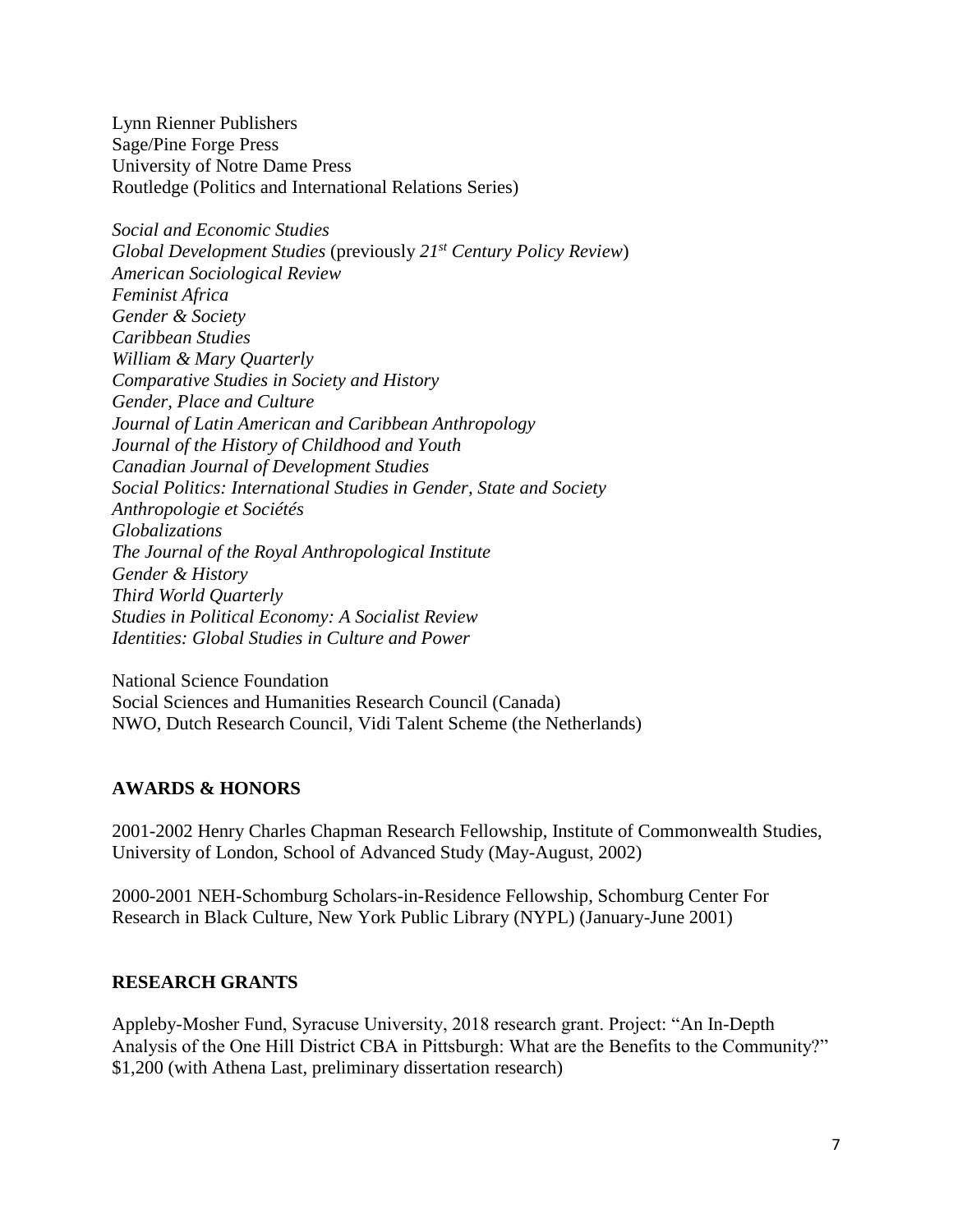Lynn Rienner Publishers
Sage/Pine Forge Press
University of Notre Dame Press
Routledge (Politics and International Relations Series)

*Social and Economic Studies*
*Global Development Studies* (previously *21st Century Policy Review*)
*American Sociological Review*
*Feminist Africa*
*Gender & Society*
*Caribbean Studies*
*William & Mary Quarterly*
*Comparative Studies in Society and History*
*Gender, Place and Culture*
*Journal of Latin American and Caribbean Anthropology*
*Journal of the History of Childhood and Youth*
*Canadian Journal of Development Studies*
*Social Politics: International Studies in Gender, State and Society*
*Anthropologie et Sociétés*
*Globalizations*
*The Journal of the Royal Anthropological Institute*
*Gender & History*
*Third World Quarterly*
*Studies in Political Economy: A Socialist Review*
*Identities: Global Studies in Culture and Power*

National Science Foundation
Social Sciences and Humanities Research Council (Canada)
NWO, Dutch Research Council, Vidi Talent Scheme (the Netherlands)

## AWARDS & HONORS

2001-2002 Henry Charles Chapman Research Fellowship, Institute of Commonwealth Studies, University of London, School of Advanced Study (May-August, 2002)

2000-2001 NEH-Schomburg Scholars-in-Residence Fellowship, Schomburg Center For Research in Black Culture, New York Public Library (NYPL) (January-June 2001)

## RESEARCH GRANTS

Appleby-Mosher Fund, Syracuse University, 2018 research grant. Project: "An In-Depth Analysis of the One Hill District CBA in Pittsburgh: What are the Benefits to the Community?" $1,200 (with Athena Last, preliminary dissertation research)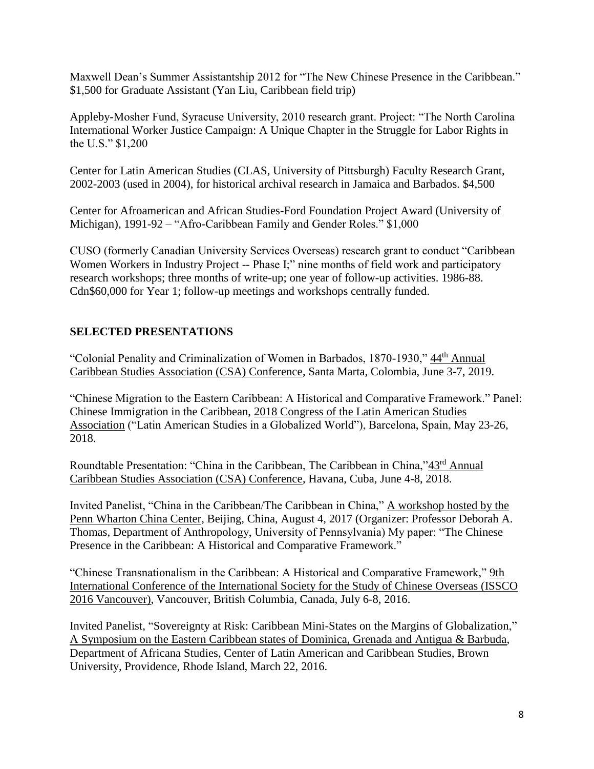Maxwell Dean's Summer Assistantship 2012 for "The New Chinese Presence in the Caribbean." $1,500 for Graduate Assistant (Yan Liu, Caribbean field trip)

Appleby-Mosher Fund, Syracuse University, 2010 research grant. Project: "The North Carolina International Worker Justice Campaign: A Unique Chapter in the Struggle for Labor Rights in the U.S." $1,200

Center for Latin American Studies (CLAS, University of Pittsburgh) Faculty Research Grant, 2002-2003 (used in 2004), for historical archival research in Jamaica and Barbados. $4,500

Center for Afroamerican and African Studies-Ford Foundation Project Award (University of Michigan), 1991-92 – "Afro-Caribbean Family and Gender Roles." $1,000

CUSO (formerly Canadian University Services Overseas) research grant to conduct "Caribbean Women Workers in Industry Project -- Phase I;" nine months of field work and participatory research workshops; three months of write-up; one year of follow-up activities. 1986-88. Cdn$60,000 for Year 1; follow-up meetings and workshops centrally funded.

## SELECTED PRESENTATIONS

"Colonial Penality and Criminalization of Women in Barbados, 1870-1930," 44th Annual Caribbean Studies Association (CSA) Conference, Santa Marta, Colombia, June 3-7, 2019.

"Chinese Migration to the Eastern Caribbean: A Historical and Comparative Framework." Panel: Chinese Immigration in the Caribbean, 2018 Congress of the Latin American Studies Association ("Latin American Studies in a Globalized World"), Barcelona, Spain, May 23-26, 2018.

Roundtable Presentation: "China in the Caribbean, The Caribbean in China,"43rd Annual Caribbean Studies Association (CSA) Conference, Havana, Cuba, June 4-8, 2018.

Invited Panelist, "China in the Caribbean/The Caribbean in China," A workshop hosted by the Penn Wharton China Center, Beijing, China, August 4, 2017 (Organizer: Professor Deborah A. Thomas, Department of Anthropology, University of Pennsylvania) My paper: "The Chinese Presence in the Caribbean: A Historical and Comparative Framework."

"Chinese Transnationalism in the Caribbean: A Historical and Comparative Framework," 9th International Conference of the International Society for the Study of Chinese Overseas (ISSCO 2016 Vancouver), Vancouver, British Columbia, Canada, July 6-8, 2016.

Invited Panelist, "Sovereignty at Risk: Caribbean Mini-States on the Margins of Globalization," A Symposium on the Eastern Caribbean states of Dominica, Grenada and Antigua & Barbuda, Department of Africana Studies, Center of Latin American and Caribbean Studies, Brown University, Providence, Rhode Island, March 22, 2016.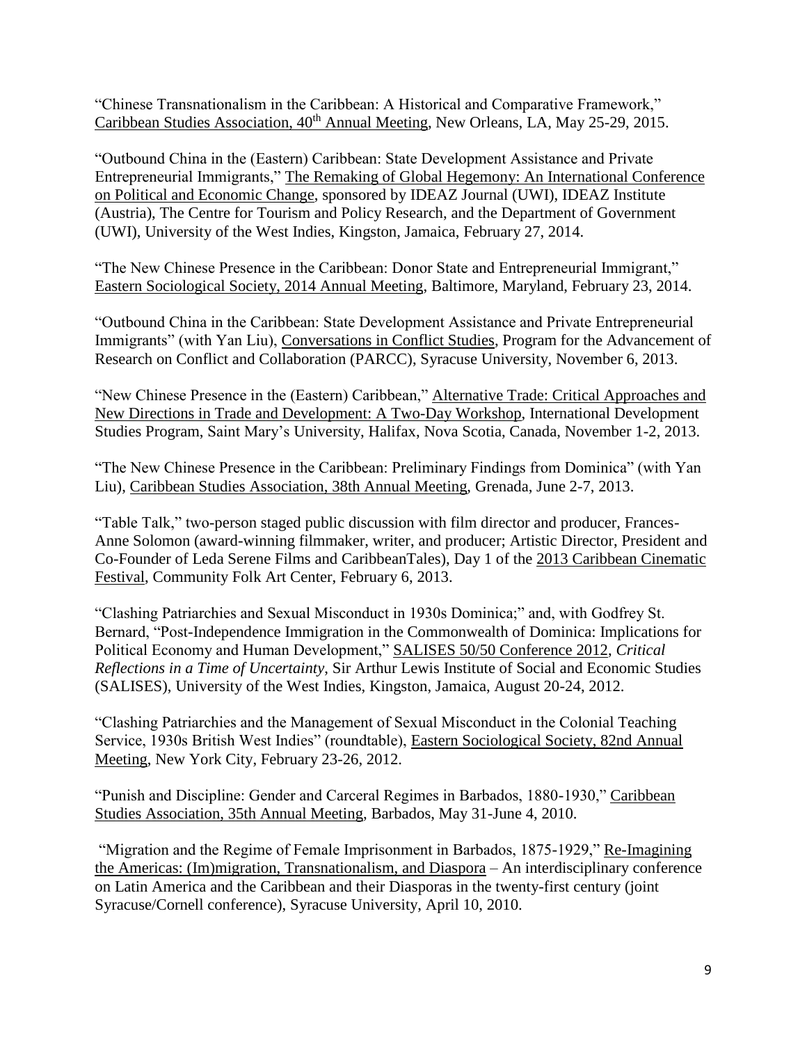"Chinese Transnationalism in the Caribbean: A Historical and Comparative Framework," Caribbean Studies Association, 40th Annual Meeting, New Orleans, LA, May 25-29, 2015.

"Outbound China in the (Eastern) Caribbean: State Development Assistance and Private Entrepreneurial Immigrants," The Remaking of Global Hegemony: An International Conference on Political and Economic Change, sponsored by IDEAZ Journal (UWI), IDEAZ Institute (Austria), The Centre for Tourism and Policy Research, and the Department of Government (UWI), University of the West Indies, Kingston, Jamaica, February 27, 2014.

"The New Chinese Presence in the Caribbean: Donor State and Entrepreneurial Immigrant," Eastern Sociological Society, 2014 Annual Meeting, Baltimore, Maryland, February 23, 2014.

"Outbound China in the Caribbean: State Development Assistance and Private Entrepreneurial Immigrants" (with Yan Liu), Conversations in Conflict Studies, Program for the Advancement of Research on Conflict and Collaboration (PARCC), Syracuse University, November 6, 2013.

"New Chinese Presence in the (Eastern) Caribbean," Alternative Trade: Critical Approaches and New Directions in Trade and Development: A Two-Day Workshop, International Development Studies Program, Saint Mary's University, Halifax, Nova Scotia, Canada, November 1-2, 2013.

"The New Chinese Presence in the Caribbean: Preliminary Findings from Dominica" (with Yan Liu), Caribbean Studies Association, 38th Annual Meeting, Grenada, June 2-7, 2013.

"Table Talk," two-person staged public discussion with film director and producer, Frances-Anne Solomon (award-winning filmmaker, writer, and producer; Artistic Director, President and Co-Founder of Leda Serene Films and CaribbeanTales), Day 1 of the 2013 Caribbean Cinematic Festival, Community Folk Art Center, February 6, 2013.

"Clashing Patriarchies and Sexual Misconduct in 1930s Dominica;" and, with Godfrey St. Bernard, "Post-Independence Immigration in the Commonwealth of Dominica: Implications for Political Economy and Human Development," SALISES 50/50 Conference 2012, *Critical Reflections in a Time of Uncertainty*, Sir Arthur Lewis Institute of Social and Economic Studies (SALISES), University of the West Indies, Kingston, Jamaica, August 20-24, 2012.

"Clashing Patriarchies and the Management of Sexual Misconduct in the Colonial Teaching Service, 1930s British West Indies" (roundtable), Eastern Sociological Society, 82nd Annual Meeting, New York City, February 23-26, 2012.

"Punish and Discipline: Gender and Carceral Regimes in Barbados, 1880-1930," Caribbean Studies Association, 35th Annual Meeting, Barbados, May 31-June 4, 2010.

"Migration and the Regime of Female Imprisonment in Barbados, 1875-1929," Re-Imagining the Americas: (Im)migration, Transnationalism, and Diaspora – An interdisciplinary conference on Latin America and the Caribbean and their Diasporas in the twenty-first century (joint Syracuse/Cornell conference), Syracuse University, April 10, 2010.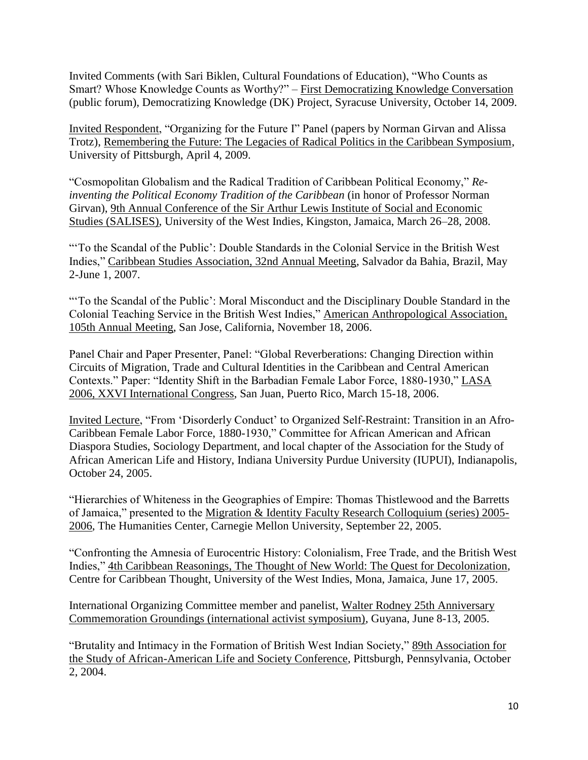Invited Comments (with Sari Biklen, Cultural Foundations of Education), "Who Counts as Smart? Whose Knowledge Counts as Worthy?" – First Democratizing Knowledge Conversation (public forum), Democratizing Knowledge (DK) Project, Syracuse University, October 14, 2009.

Invited Respondent, "Organizing for the Future I" Panel (papers by Norman Girvan and Alissa Trotz), Remembering the Future: The Legacies of Radical Politics in the Caribbean Symposium, University of Pittsburgh, April 4, 2009.

"Cosmopolitan Globalism and the Radical Tradition of Caribbean Political Economy," *Re-inventing the Political Economy Tradition of the Caribbean* (in honor of Professor Norman Girvan), 9th Annual Conference of the Sir Arthur Lewis Institute of Social and Economic Studies (SALISES), University of the West Indies, Kingston, Jamaica, March 26–28, 2008.

"'To the Scandal of the Public': Double Standards in the Colonial Service in the British West Indies," Caribbean Studies Association, 32nd Annual Meeting, Salvador da Bahia, Brazil, May 2-June 1, 2007.

"'To the Scandal of the Public': Moral Misconduct and the Disciplinary Double Standard in the Colonial Teaching Service in the British West Indies," American Anthropological Association, 105th Annual Meeting, San Jose, California, November 18, 2006.

Panel Chair and Paper Presenter, Panel: "Global Reverberations: Changing Direction within Circuits of Migration, Trade and Cultural Identities in the Caribbean and Central American Contexts." Paper: "Identity Shift in the Barbadian Female Labor Force, 1880-1930," LASA 2006, XXVI International Congress, San Juan, Puerto Rico, March 15-18, 2006.

Invited Lecture, "From 'Disorderly Conduct' to Organized Self-Restraint: Transition in an Afro-Caribbean Female Labor Force, 1880-1930," Committee for African American and African Diaspora Studies, Sociology Department, and local chapter of the Association for the Study of African American Life and History, Indiana University Purdue University (IUPUI), Indianapolis, October 24, 2005.

"Hierarchies of Whiteness in the Geographies of Empire: Thomas Thistlewood and the Barretts of Jamaica," presented to the Migration & Identity Faculty Research Colloquium (series) 2005-2006, The Humanities Center, Carnegie Mellon University, September 22, 2005.

"Confronting the Amnesia of Eurocentric History: Colonialism, Free Trade, and the British West Indies," 4th Caribbean Reasonings, The Thought of New World: The Quest for Decolonization, Centre for Caribbean Thought, University of the West Indies, Mona, Jamaica, June 17, 2005.

International Organizing Committee member and panelist, Walter Rodney 25th Anniversary Commemoration Groundings (international activist symposium), Guyana, June 8-13, 2005.

"Brutality and Intimacy in the Formation of British West Indian Society," 89th Association for the Study of African-American Life and Society Conference, Pittsburgh, Pennsylvania, October 2, 2004.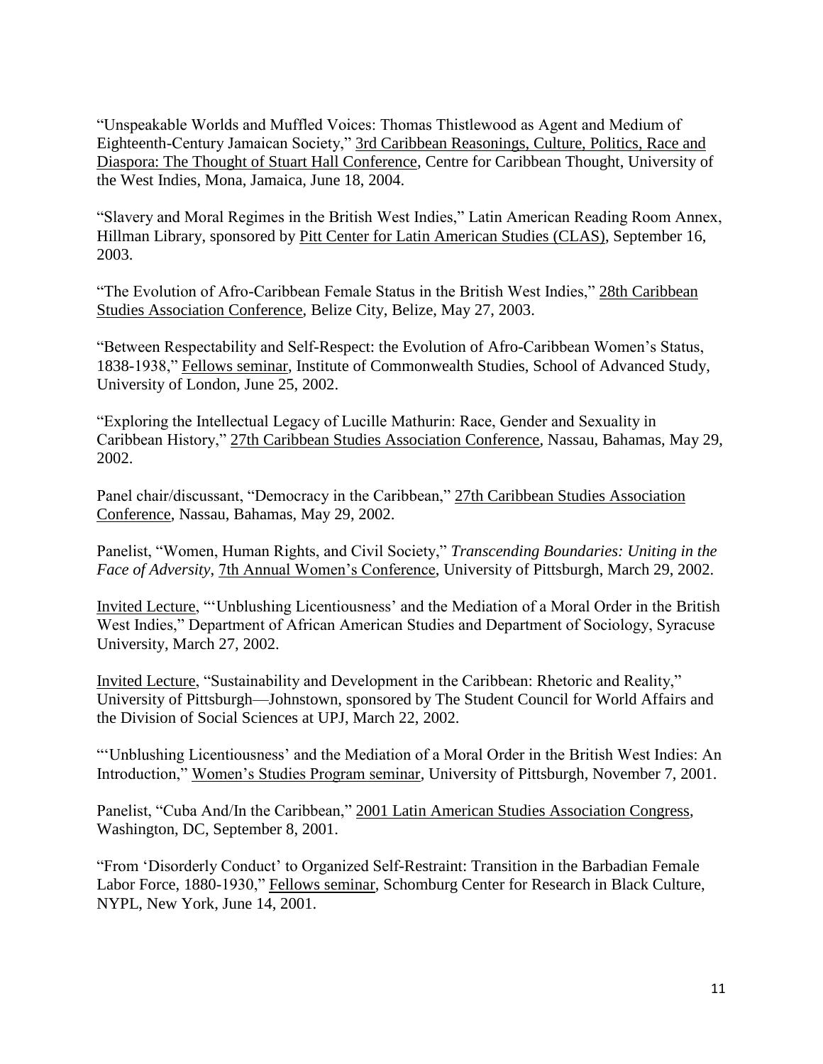"Unspeakable Worlds and Muffled Voices: Thomas Thistlewood as Agent and Medium of Eighteenth-Century Jamaican Society," 3rd Caribbean Reasonings, Culture, Politics, Race and Diaspora: The Thought of Stuart Hall Conference, Centre for Caribbean Thought, University of the West Indies, Mona, Jamaica, June 18, 2004.

"Slavery and Moral Regimes in the British West Indies," Latin American Reading Room Annex, Hillman Library, sponsored by Pitt Center for Latin American Studies (CLAS), September 16, 2003.

"The Evolution of Afro-Caribbean Female Status in the British West Indies," 28th Caribbean Studies Association Conference, Belize City, Belize, May 27, 2003.

"Between Respectability and Self-Respect: the Evolution of Afro-Caribbean Women's Status, 1838-1938," Fellows seminar, Institute of Commonwealth Studies, School of Advanced Study, University of London, June 25, 2002.

"Exploring the Intellectual Legacy of Lucille Mathurin: Race, Gender and Sexuality in Caribbean History," 27th Caribbean Studies Association Conference, Nassau, Bahamas, May 29, 2002.

Panel chair/discussant, "Democracy in the Caribbean," 27th Caribbean Studies Association Conference, Nassau, Bahamas, May 29, 2002.

Panelist, "Women, Human Rights, and Civil Society," *Transcending Boundaries: Uniting in the Face of Adversity*, 7th Annual Women's Conference, University of Pittsburgh, March 29, 2002.

Invited Lecture, "'Unblushing Licentiousness' and the Mediation of a Moral Order in the British West Indies," Department of African American Studies and Department of Sociology, Syracuse University, March 27, 2002.

Invited Lecture, "Sustainability and Development in the Caribbean: Rhetoric and Reality," University of Pittsburgh—Johnstown, sponsored by The Student Council for World Affairs and the Division of Social Sciences at UPJ, March 22, 2002.

"'Unblushing Licentiousness' and the Mediation of a Moral Order in the British West Indies: An Introduction," Women's Studies Program seminar, University of Pittsburgh, November 7, 2001.

Panelist, "Cuba And/In the Caribbean," 2001 Latin American Studies Association Congress, Washington, DC, September 8, 2001.

"From 'Disorderly Conduct' to Organized Self-Restraint: Transition in the Barbadian Female Labor Force, 1880-1930," Fellows seminar, Schomburg Center for Research in Black Culture, NYPL, New York, June 14, 2001.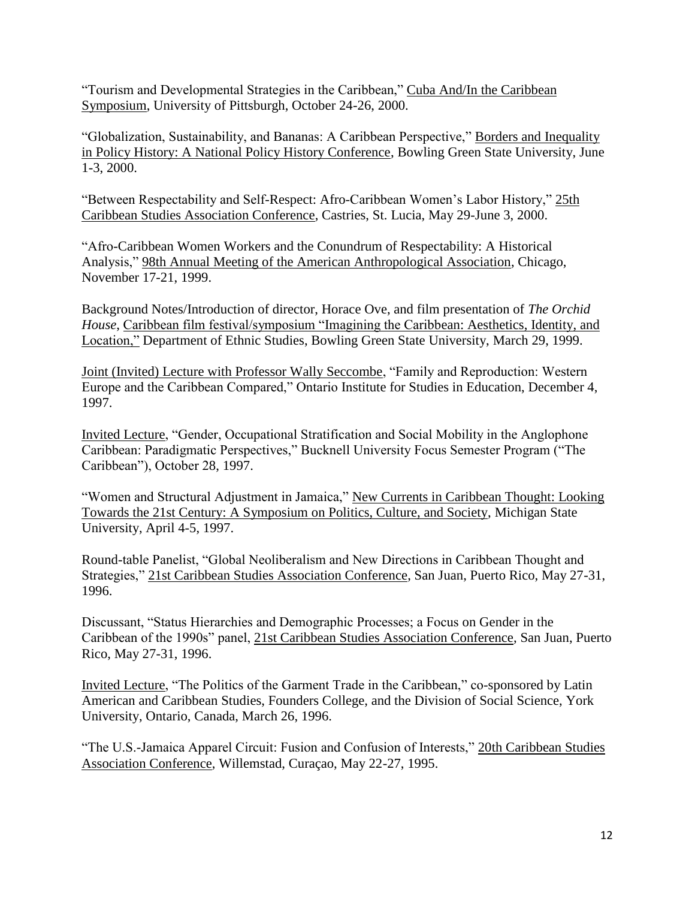"Tourism and Developmental Strategies in the Caribbean," <u>Cuba And/In the Caribbean Symposium</u>, University of Pittsburgh, October 24-26, 2000.

"Globalization, Sustainability, and Bananas: A Caribbean Perspective," <u>Borders and Inequality in Policy History: A National Policy History Conference</u>, Bowling Green State University, June 1-3, 2000.

"Between Respectability and Self-Respect: Afro-Caribbean Women's Labor History," <u>25th Caribbean Studies Association Conference</u>, Castries, St. Lucia, May 29-June 3, 2000.

"Afro-Caribbean Women Workers and the Conundrum of Respectability: A Historical Analysis," <u>98th Annual Meeting of the American Anthropological Association</u>, Chicago, November 17-21, 1999.

Background Notes/Introduction of director, Horace Ove, and film presentation of *The Orchid House*, <u>Caribbean film festival/symposium "Imagining the Caribbean: Aesthetics, Identity, and Location,"</u> Department of Ethnic Studies, Bowling Green State University, March 29, 1999.

<u>Joint (Invited) Lecture with Professor Wally Seccombe</u>, "Family and Reproduction: Western Europe and the Caribbean Compared," Ontario Institute for Studies in Education, December 4, 1997.

<u>Invited Lecture</u>, "Gender, Occupational Stratification and Social Mobility in the Anglophone Caribbean: Paradigmatic Perspectives," Bucknell University Focus Semester Program ("The Caribbean"), October 28, 1997.

"Women and Structural Adjustment in Jamaica," <u>New Currents in Caribbean Thought: Looking Towards the 21st Century: A Symposium on Politics, Culture, and Society</u>, Michigan State University, April 4-5, 1997.

Round-table Panelist, "Global Neoliberalism and New Directions in Caribbean Thought and Strategies," <u>21st Caribbean Studies Association Conference</u>, San Juan, Puerto Rico, May 27-31, 1996.

Discussant, "Status Hierarchies and Demographic Processes; a Focus on Gender in the Caribbean of the 1990s" panel, <u>21st Caribbean Studies Association Conference</u>, San Juan, Puerto Rico, May 27-31, 1996.

<u>Invited Lecture</u>, "The Politics of the Garment Trade in the Caribbean," co-sponsored by Latin American and Caribbean Studies, Founders College, and the Division of Social Science, York University, Ontario, Canada, March 26, 1996.

"The U.S.-Jamaica Apparel Circuit: Fusion and Confusion of Interests," <u>20th Caribbean Studies Association Conference</u>, Willemstad, Curaçao, May 22-27, 1995.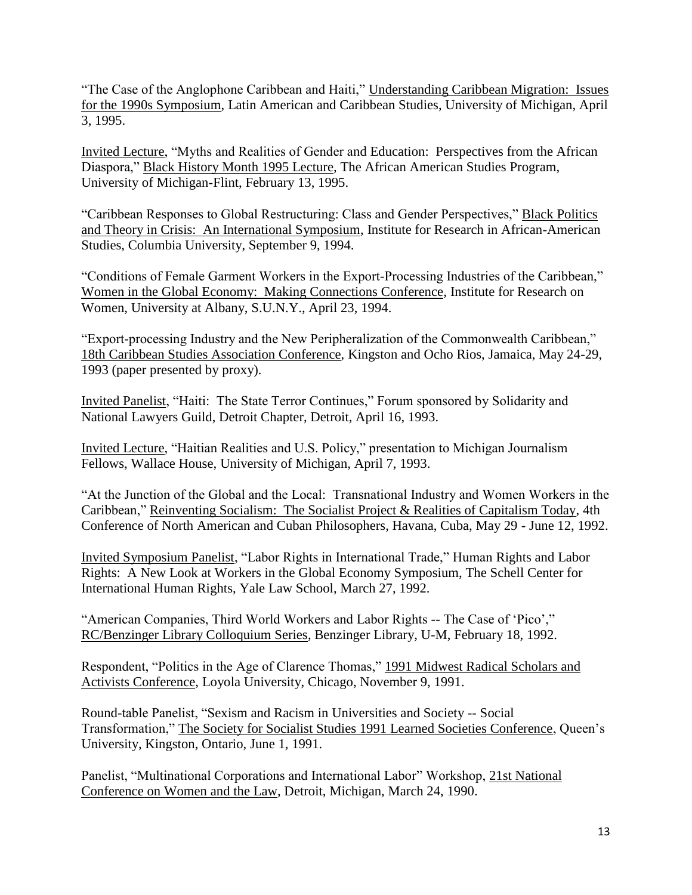"The Case of the Anglophone Caribbean and Haiti," Understanding Caribbean Migration: Issues for the 1990s Symposium, Latin American and Caribbean Studies, University of Michigan, April 3, 1995.

Invited Lecture, "Myths and Realities of Gender and Education: Perspectives from the African Diaspora," Black History Month 1995 Lecture, The African American Studies Program, University of Michigan-Flint, February 13, 1995.

"Caribbean Responses to Global Restructuring: Class and Gender Perspectives," Black Politics and Theory in Crisis: An International Symposium, Institute for Research in African-American Studies, Columbia University, September 9, 1994.

"Conditions of Female Garment Workers in the Export-Processing Industries of the Caribbean," Women in the Global Economy: Making Connections Conference, Institute for Research on Women, University at Albany, S.U.N.Y., April 23, 1994.

"Export-processing Industry and the New Peripheralization of the Commonwealth Caribbean," 18th Caribbean Studies Association Conference, Kingston and Ocho Rios, Jamaica, May 24-29, 1993 (paper presented by proxy).

Invited Panelist, "Haiti: The State Terror Continues," Forum sponsored by Solidarity and National Lawyers Guild, Detroit Chapter, Detroit, April 16, 1993.

Invited Lecture, "Haitian Realities and U.S. Policy," presentation to Michigan Journalism Fellows, Wallace House, University of Michigan, April 7, 1993.

"At the Junction of the Global and the Local: Transnational Industry and Women Workers in the Caribbean," Reinventing Socialism: The Socialist Project & Realities of Capitalism Today, 4th Conference of North American and Cuban Philosophers, Havana, Cuba, May 29 - June 12, 1992.

Invited Symposium Panelist, "Labor Rights in International Trade," Human Rights and Labor Rights: A New Look at Workers in the Global Economy Symposium, The Schell Center for International Human Rights, Yale Law School, March 27, 1992.

"American Companies, Third World Workers and Labor Rights -- The Case of 'Pico'," RC/Benzinger Library Colloquium Series, Benzinger Library, U-M, February 18, 1992.

Respondent, "Politics in the Age of Clarence Thomas," 1991 Midwest Radical Scholars and Activists Conference, Loyola University, Chicago, November 9, 1991.

Round-table Panelist, "Sexism and Racism in Universities and Society -- Social Transformation," The Society for Socialist Studies 1991 Learned Societies Conference, Queen's University, Kingston, Ontario, June 1, 1991.

Panelist, "Multinational Corporations and International Labor" Workshop, 21st National Conference on Women and the Law, Detroit, Michigan, March 24, 1990.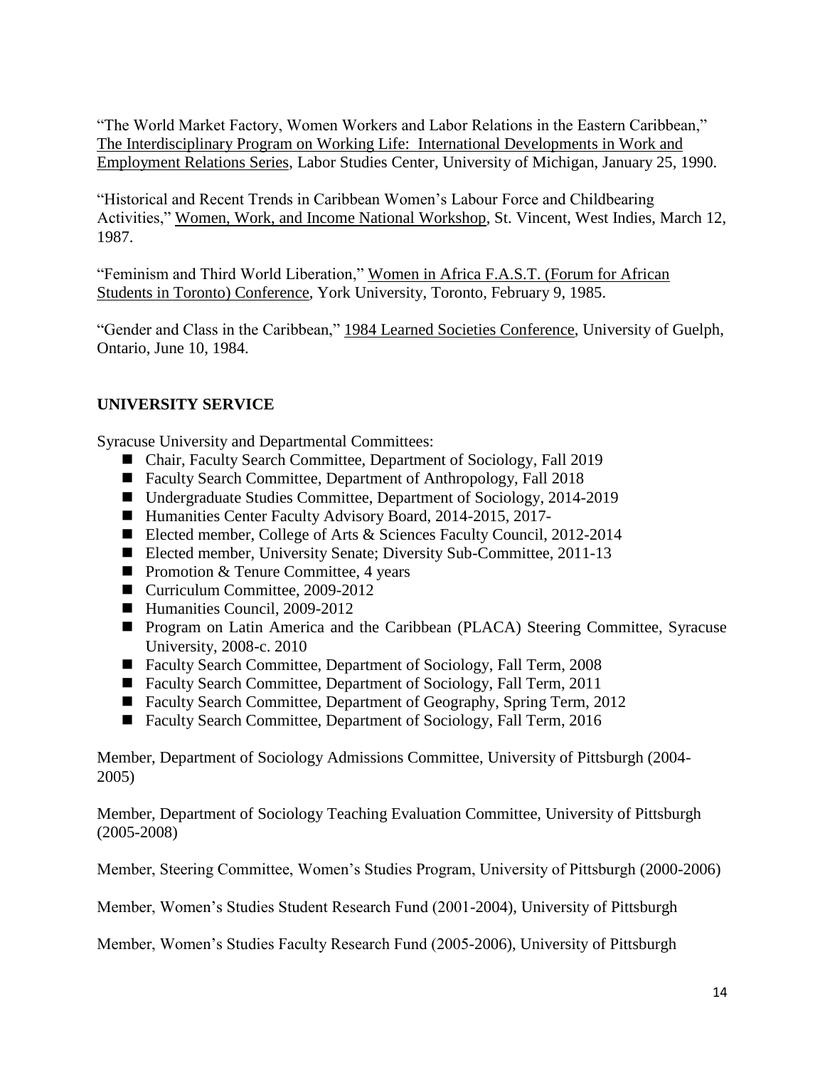"The World Market Factory, Women Workers and Labor Relations in the Eastern Caribbean," The Interdisciplinary Program on Working Life: International Developments in Work and Employment Relations Series, Labor Studies Center, University of Michigan, January 25, 1990.

"Historical and Recent Trends in Caribbean Women's Labour Force and Childbearing Activities," Women, Work, and Income National Workshop, St. Vincent, West Indies, March 12, 1987.

"Feminism and Third World Liberation," Women in Africa F.A.S.T. (Forum for African Students in Toronto) Conference, York University, Toronto, February 9, 1985.

"Gender and Class in the Caribbean," 1984 Learned Societies Conference, University of Guelph, Ontario, June 10, 1984.

## UNIVERSITY SERVICE

Syracuse University and Departmental Committees:

- Chair, Faculty Search Committee, Department of Sociology, Fall 2019
- Faculty Search Committee, Department of Anthropology, Fall 2018
- Undergraduate Studies Committee, Department of Sociology, 2014-2019
- Humanities Center Faculty Advisory Board, 2014-2015, 2017-
- Elected member, College of Arts & Sciences Faculty Council, 2012-2014
- Elected member, University Senate; Diversity Sub-Committee, 2011-13
- Promotion & Tenure Committee, 4 years
- Curriculum Committee, 2009-2012
- Humanities Council, 2009-2012
- Program on Latin America and the Caribbean (PLACA) Steering Committee, Syracuse University, 2008-c. 2010
- Faculty Search Committee, Department of Sociology, Fall Term, 2008
- Faculty Search Committee, Department of Sociology, Fall Term, 2011
- Faculty Search Committee, Department of Geography, Spring Term, 2012
- Faculty Search Committee, Department of Sociology, Fall Term, 2016

Member, Department of Sociology Admissions Committee, University of Pittsburgh (2004-2005)

Member, Department of Sociology Teaching Evaluation Committee, University of Pittsburgh (2005-2008)

Member, Steering Committee, Women's Studies Program, University of Pittsburgh (2000-2006)

Member, Women's Studies Student Research Fund (2001-2004), University of Pittsburgh

Member, Women's Studies Faculty Research Fund (2005-2006), University of Pittsburgh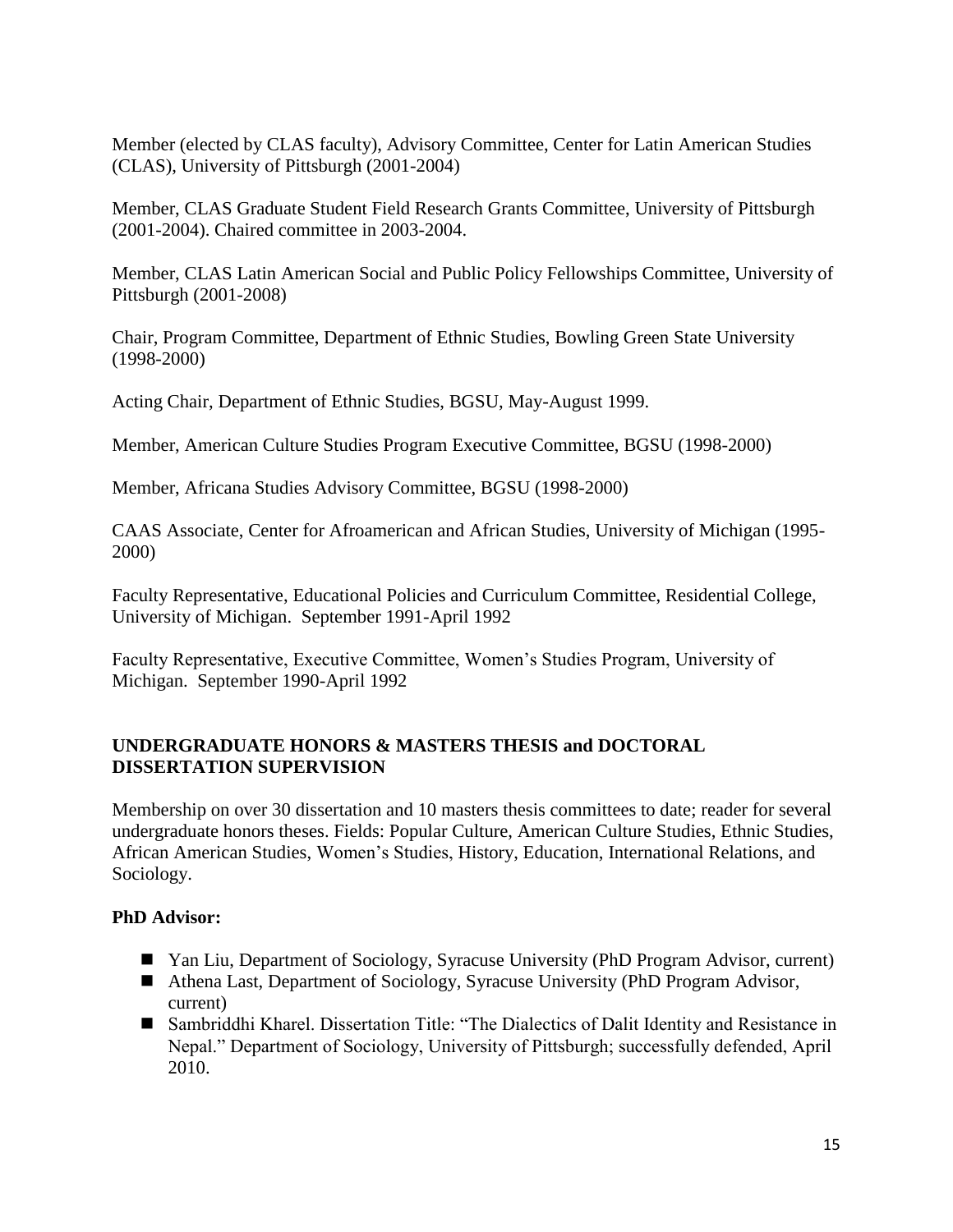Member (elected by CLAS faculty), Advisory Committee, Center for Latin American Studies (CLAS), University of Pittsburgh (2001-2004)

Member, CLAS Graduate Student Field Research Grants Committee, University of Pittsburgh (2001-2004). Chaired committee in 2003-2004.

Member, CLAS Latin American Social and Public Policy Fellowships Committee, University of Pittsburgh (2001-2008)

Chair, Program Committee, Department of Ethnic Studies, Bowling Green State University (1998-2000)

Acting Chair, Department of Ethnic Studies, BGSU, May-August 1999.

Member, American Culture Studies Program Executive Committee, BGSU (1998-2000)

Member, Africana Studies Advisory Committee, BGSU (1998-2000)

CAAS Associate, Center for Afroamerican and African Studies, University of Michigan (1995-2000)

Faculty Representative, Educational Policies and Curriculum Committee, Residential College, University of Michigan. September 1991-April 1992

Faculty Representative, Executive Committee, Women's Studies Program, University of Michigan. September 1990-April 1992

## UNDERGRADUATE HONORS & MASTERS THESIS and DOCTORAL DISSERTATION SUPERVISION

Membership on over 30 dissertation and 10 masters thesis committees to date; reader for several undergraduate honors theses. Fields: Popular Culture, American Culture Studies, Ethnic Studies, African American Studies, Women's Studies, History, Education, International Relations, and Sociology.

**PhD Advisor:**

- Yan Liu, Department of Sociology, Syracuse University (PhD Program Advisor, current)
- Athena Last, Department of Sociology, Syracuse University (PhD Program Advisor, current)
- Sambriddhi Kharel. Dissertation Title: "The Dialectics of Dalit Identity and Resistance in Nepal." Department of Sociology, University of Pittsburgh; successfully defended, April 2010.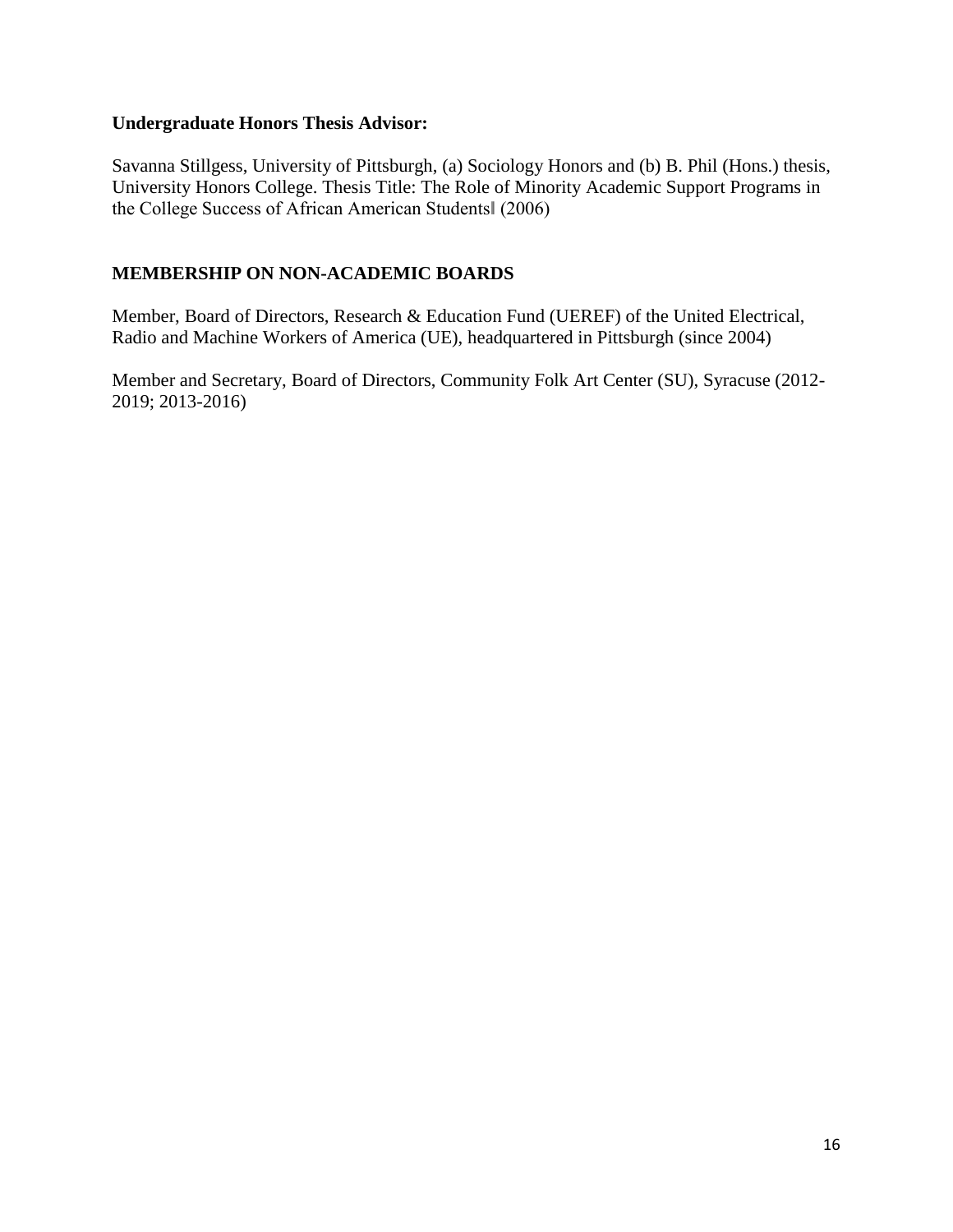**Undergraduate Honors Thesis Advisor:**

Savanna Stillgess, University of Pittsburgh, (a) Sociology Honors and (b) B. Phil (Hons.) thesis, University Honors College. Thesis Title: The Role of Minority Academic Support Programs in the College Success of African American Students‖ (2006)

## MEMBERSHIP ON NON-ACADEMIC BOARDS

Member, Board of Directors, Research & Education Fund (UEREF) of the United Electrical, Radio and Machine Workers of America (UE), headquartered in Pittsburgh (since 2004)

Member and Secretary, Board of Directors, Community Folk Art Center (SU), Syracuse (2012-2019; 2013-2016)